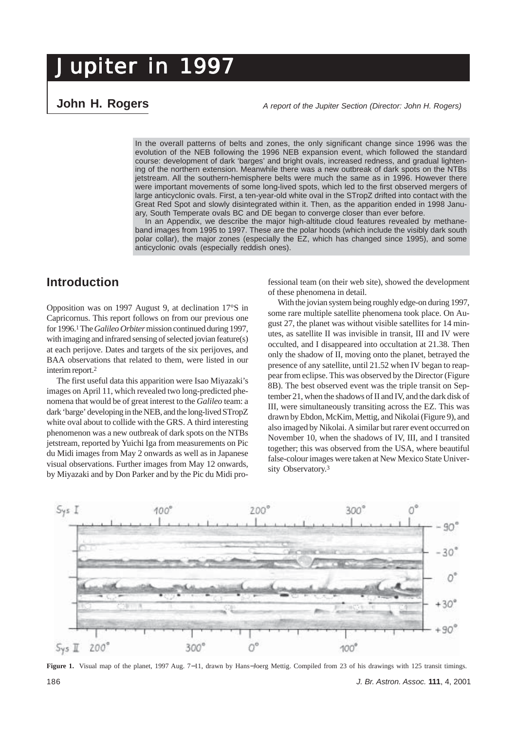# Jupiter in 1997

## John H. Rogers

*A report of the Jupiter Section (Director: John H. Rogers)*

In the overall patterns of belts and zones, the only significant change since 1996 was the evolution of the NEB following the 1996 NEB expansion event, which followed the standard course: development of dark 'barges' and bright ovals, increased redness, and gradual lightening of the northern extension. Meanwhile there was a new outbreak of dark spots on the NTBs jetstream. All the southern-hemisphere belts were much the same as in 1996. However there were important movements of some long-lived spots, which led to the first observed mergers of large anticyclonic ovals. First, a ten-year-old white oval in the STropZ drifted into contact with the Great Red Spot and slowly disintegrated within it. Then, as the apparition ended in 1998 January, South Temperate ovals BC and DE began to converge closer than ever before.

In an Appendix, we describe the major high-altitude cloud features revealed by methane-band images from 1995 to 1997. These are the polar hoods (which include the visibly dark south polar collar), the major zones (especially the EZ, which has changed since 1995), and some anticyclonic ovals (especially reddish ones).

## Introduction

Opposition was on 1997 August 9, at declination 17°S in Capricornus. This report follows on from our previous one for 1996.[1] The *Galileo Orbiter* mission continued during 1997, with imaging and infrared sensing of selected jovian feature(s) at each perijove. Dates and targets of the six perijoves, and BAA observations that related to them, were listed in our interim report.[2]

The first useful data this apparition were Isao Miyazaki's images on April 11, which revealed two long-predicted phenomena that would be of great interest to the *Galileo* team: a dark 'barge' developing in the NEB, and the long-lived STropZ white oval about to collide with the GRS. A third interesting phenomenon was a new outbreak of dark spots on the NTBs jetstream, reported by Yuichi Iga from measurements on Pic du Midi images from May 2 onwards as well as in Japanese visual observations. Further images from May 12 onwards, by Miyazaki and by Don Parker and by the Pic du Midi professional team (on their web site), showed the development of these phenomena in detail.

With the jovian system being roughly edge-on during 1997, some rare multiple satellite phenomena took place. On August 27, the planet was without visible satellites for 14 minutes, as satellite II was invisible in transit, III and IV were occulted, and I disappeared into occultation at 21.38. Then only the shadow of II, moving onto the planet, betrayed the presence of any satellite, until 21.52 when IV began to reappear from eclipse. This was observed by the Director (Figure 8B). The best observed event was the triple transit on September 21, when the shadows of II and IV, and the dark disk of III, were simultaneously transiting across the EZ. This was drawn by Ebdon, McKim, Mettig, and Nikolai (Figure 9), and also imaged by Nikolai. A similar but rarer event occurred on November 10, when the shadows of IV, III, and I transited together; this was observed from the USA, where beautiful false-colour images were taken at New Mexico State University Observatory.[3]

**Figure 1.** Visual map of the planet, 1997 Aug. 7–11, drawn by Hans-Joerg Mettig. Compiled from 23 of his drawings with 125 transit timings.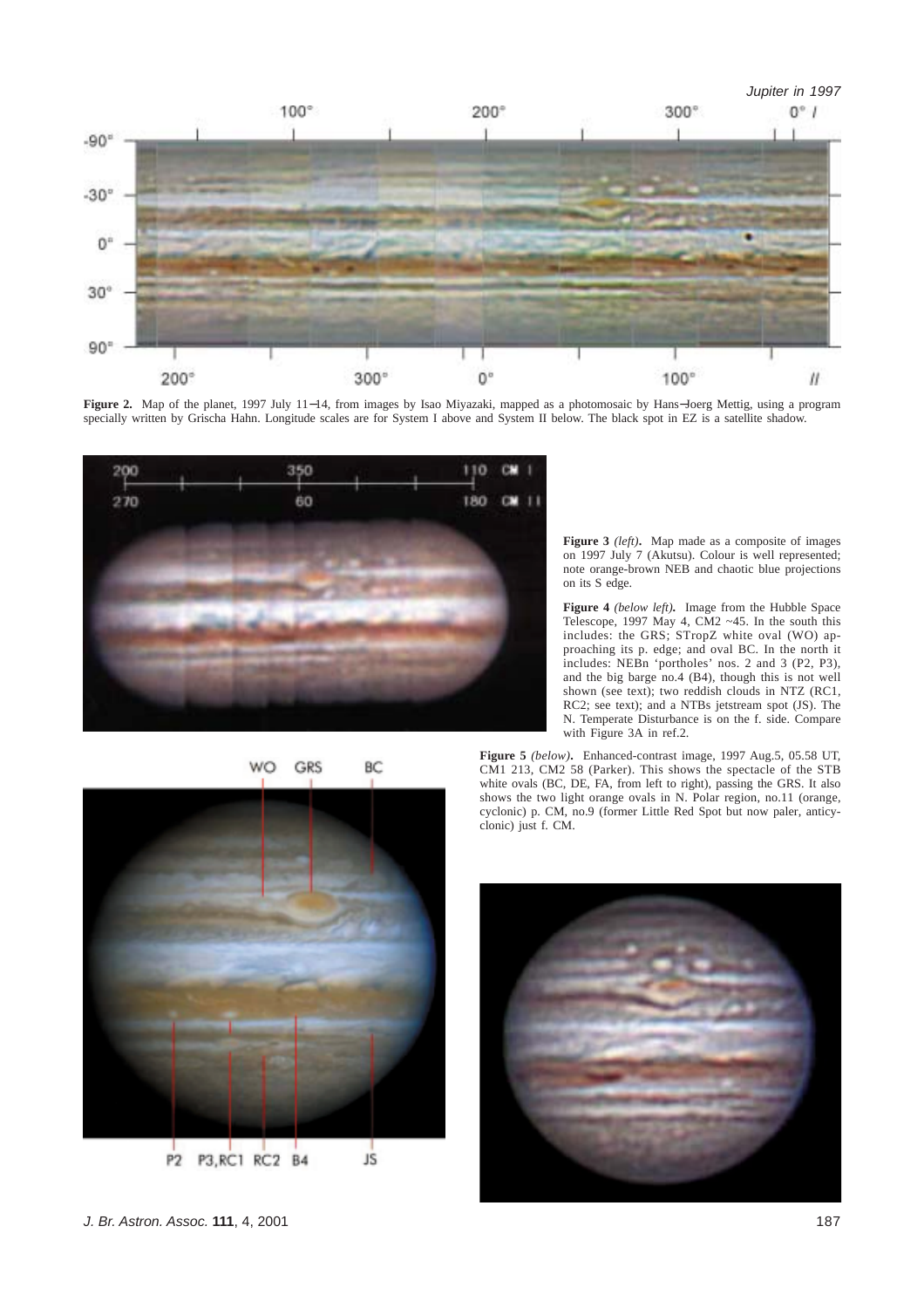**Figure 2.** Map of the planet, 1997 July 11–14, from images by Isao Miyazaki, mapped as a photomosaic by Hans-Joerg Mettig, using a program specially written by Grischa Hahn. Longitude scales are for System I above and System II below. The black spot in EZ is a satellite shadow.

**Figure 3** *(left)*. Map made as a composite of images on 1997 July 7 (Akutsu). Colour is well represented; note orange-brown NEB and chaotic blue projections on its S edge.

**Figure 4** *(below left)*. Image from the Hubble Space Telescope, 1997 May 4, CM2 ~45. In the south this includes: the GRS; STropZ white oval (WO) approaching its p. edge; and oval BC. In the north it includes: NEBn 'portholes' nos. 2 and 3 (P2, P3), and the big barge no.4 (B4), though this is not well shown (see text); two reddish clouds in NTZ (RC1, RC2; see text); and a NTBs jetstream spot (JS). The N. Temperate Disturbance is on the f. side. Compare with Figure 3A in ref.2.

**Figure 5** *(below)*. Enhanced-contrast image, 1997 Aug.5, 05.58 UT, CM1 213, CM2 58 (Parker). This shows the spectacle of the STB white ovals (BC, DE, FA, from left to right), passing the GRS. It also shows the two light orange ovals in N. Polar region, no.11 (orange, cyclonic) p. CM, no.9 (former Little Red Spot but now paler, anticyclonic) just f. CM.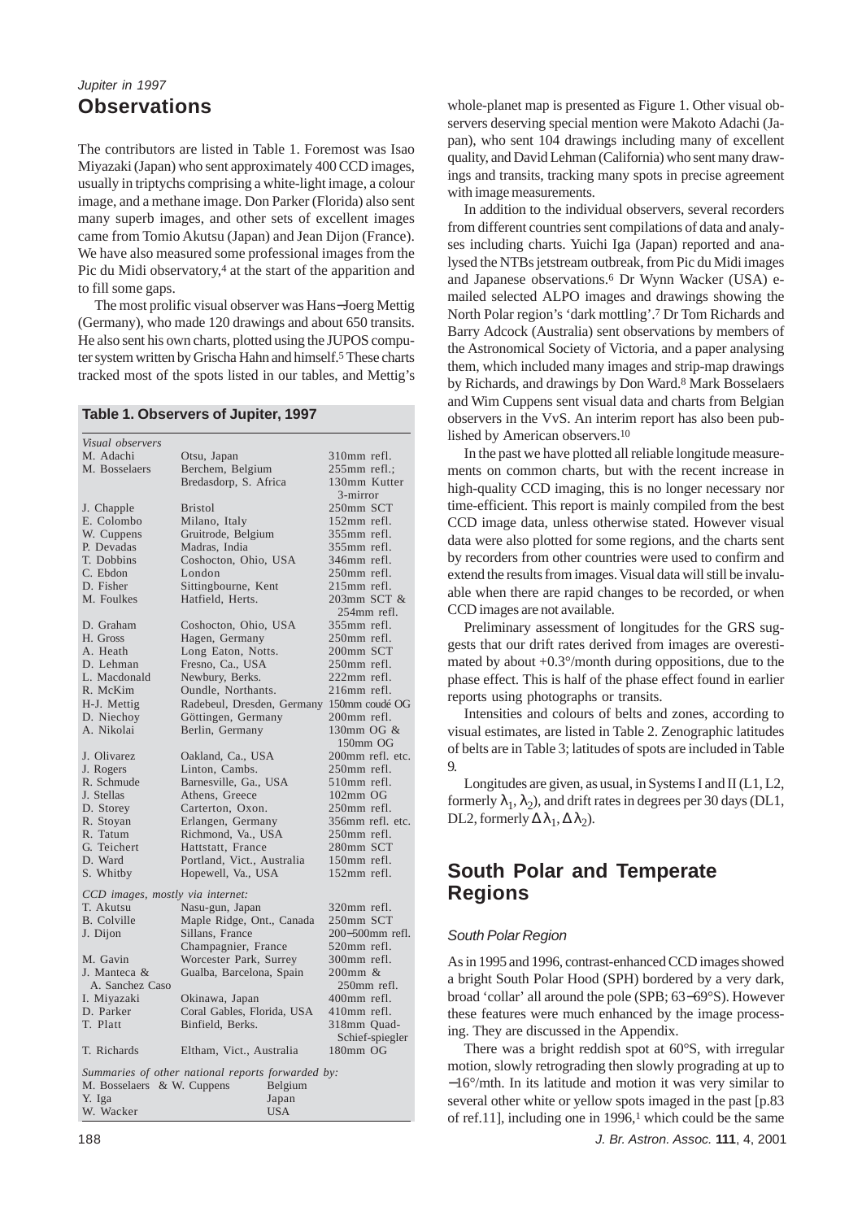*Jupiter in 1997*

## Observations

The contributors are listed in Table 1. Foremost was Isao Miyazaki (Japan) who sent approximately 400 CCD images, usually in triptychs comprising a white-light image, a colour image, and a methane image. Don Parker (Florida) also sent many superb images, and other sets of excellent images came from Tomio Akutsu (Japan) and Jean Dijon (France). We have also measured some professional images from the Pic du Midi observatory,[4] at the start of the apparition and to fill some gaps.

The most prolific visual observer was Hans−Joerg Mettig (Germany), who made 120 drawings and about 650 transits. He also sent his own charts, plotted using the JUPOS computer system written by Grischa Hahn and himself.[5] These charts tracked most of the spots listed in our tables, and Mettig's whole-planet map is presented as Figure 1. Other visual observers deserving special mention were Makoto Adachi (Japan), who sent 104 drawings including many of excellent quality, and David Lehman (California) who sent many drawings and transits, tracking many spots in precise agreement with image measurements.

**Table 1. Observers of Jupiter, 1997**

| | | |
|---|---|---|
| *Visual observers* | | |
| M. Adachi | Otsu, Japan | 310mm refl. |
| M. Bosselaers | Berchem, Belgium | 255mm refl.; |
| | Bredasdorp, S. Africa | 130mm Kutter 3-mirror |
| J. Chapple | Bristol | 250mm SCT |
| E. Colombo | Milano, Italy | 152mm refl. |
| W. Cuppens | Gruitrode, Belgium | 355mm refl. |
| P. Devadas | Madras, India | 355mm refl. |
| T. Dobbins | Coshocton, Ohio, USA | 346mm refl. |
| C. Ebdon | London | 250mm refl. |
| D. Fisher | Sittingbourne, Kent | 215mm refl. |
| M. Foulkes | Hatfield, Herts. | 203mm SCT & 254mm refl. |
| D. Graham | Coshocton, Ohio, USA | 355mm refl. |
| H. Gross | Hagen, Germany | 250mm refl. |
| A. Heath | Long Eaton, Notts. | 200mm SCT |
| D. Lehman | Fresno, Ca., USA | 250mm refl. |
| L. Macdonald | Newbury, Berks. | 222mm refl. |
| R. McKim | Oundle, Northants. | 216mm refl. |
| H-J. Mettig | Radebeul, Dresden, Germany | 150mm coudé OG |
| D. Niechoy | Göttingen, Germany | 200mm refl. |
| A. Nikolai | Berlin, Germany | 130mm OG & 150mm OG |
| J. Olivarez | Oakland, Ca., USA | 200mm refl. etc. |
| J. Rogers | Linton, Cambs. | 250mm refl. |
| R. Schmude | Barnesville, Ga., USA | 510mm refl. |
| J. Stellas | Athens, Greece | 102mm OG |
| D. Storey | Carterton, Oxon. | 250mm refl. |
| R. Stoyan | Erlangen, Germany | 356mm refl. etc. |
| R. Tatum | Richmond, Va., USA | 250mm refl. |
| G. Teichert | Hattstatt, France | 280mm SCT |
| D. Ward | Portland, Vict., Australia | 150mm refl. |
| S. Whitby | Hopewell, Va., USA | 152mm refl. |
| *CCD images, mostly via internet:* | | |
| T. Akutsu | Nasu-gun, Japan | 320mm refl. |
| B. Colville | Maple Ridge, Ont., Canada | 250mm SCT |
| J. Dijon | Sillans, France | 200−500mm refl. |
| | Champagnier, France | 520mm refl. |
| M. Gavin | Worcester Park, Surrey | 300mm refl. |
| J. Manteca & A. Sanchez Caso | Gualba, Barcelona, Spain | 200mm & 250mm refl. |
| I. Miyazaki | Okinawa, Japan | 400mm refl. |
| D. Parker | Coral Gables, Florida, USA | 410mm refl. |
| T. Platt | Binfield, Berks. | 318mm Quad-Schief-spiegler |
| T. Richards | Eltham, Vict., Australia | 180mm OG |
| *Summaries of other national reports forwarded by:* | | |
| M. Bosselaers & W. Cuppens | Belgium | |
| Y. Iga | Japan | |
| W. Wacker | USA | |

In addition to the individual observers, several recorders from different countries sent compilations of data and analyses including charts. Yuichi Iga (Japan) reported and analysed the NTBs jetstream outbreak, from Pic du Midi images and Japanese observations.[6] Dr Wynn Wacker (USA) e-mailed selected ALPO images and drawings showing the North Polar region's 'dark mottling'.[7] Dr Tom Richards and Barry Adcock (Australia) sent observations by members of the Astronomical Society of Victoria, and a paper analysing them, which included many images and strip-map drawings by Richards, and drawings by Don Ward.[8] Mark Bosselaers and Wim Cuppens sent visual data and charts from Belgian observers in the VvS. An interim report has also been published by American observers.[10]

In the past we have plotted all reliable longitude measurements on common charts, but with the recent increase in high-quality CCD imaging, this is no longer necessary nor time-efficient. This report is mainly compiled from the best CCD image data, unless otherwise stated. However visual data were also plotted for some regions, and the charts sent by recorders from other countries were used to confirm and extend the results from images. Visual data will still be invaluable when there are rapid changes to be recorded, or when CCD images are not available.

Preliminary assessment of longitudes for the GRS suggests that our drift rates derived from images are overestimated by about +0.3°/month during oppositions, due to the phase effect. This is half of the phase effect found in earlier reports using photographs or transits.

Intensities and colours of belts and zones, according to visual estimates, are listed in Table 2. Zenographic latitudes of belts are in Table 3; latitudes of spots are included in Table 9.

Longitudes are given, as usual, in Systems I and II (L1, L2, formerly $\lambda_1$, $\lambda_2$), and drift rates in degrees per 30 days (DL1, DL2, formerly $\Delta\lambda_1$, $\Delta\lambda_2$).

## South Polar and Temperate Regions

### South Polar Region

As in 1995 and 1996, contrast-enhanced CCD images showed a bright South Polar Hood (SPH) bordered by a very dark, broad 'collar' all around the pole (SPB; 63−69°S). However these features were much enhanced by the image processing. They are discussed in the Appendix.

There was a bright reddish spot at 60°S, with irregular motion, slowly retrograding then slowly prograding at up to −16°/mth. In its latitude and motion it was very similar to several other white or yellow spots imaged in the past [p.83 of ref.11], including one in 1996,[1] which could be the same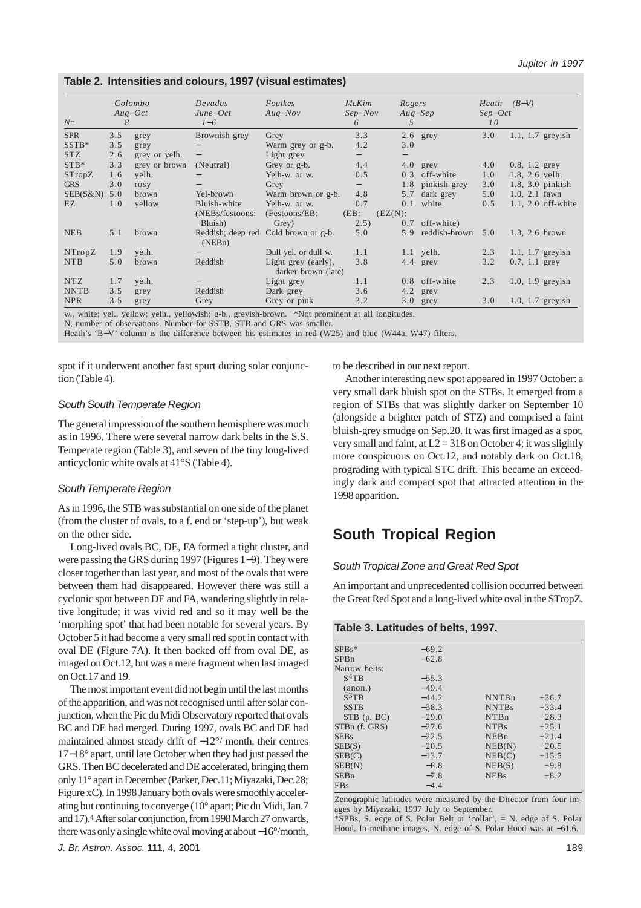**Table 2. Intensities and colours, 1997 (visual estimates)**

| | Colombo | | Devadas | Foulkes | McKim | Rogers | | Heath | (B−V) |
|---|---|---|---|---|---|---|---|---|---|
| | Aug−Oct | | June−Oct | Aug−Nov | Sep−Nov | Aug−Sep | | Sep−Oct | |
| N= | 8 | | 1−6 | | 6 | 5 | | 10 | |
| SPR | 3.5 | grey | Brownish grey | Grey | 3.3 | 2.6 | grey | 3.0 | 1.1, 1.7 greyish |
| SSTB* | 3.5 | grey | − | Warm grey or g-b. | 4.2 | 3.0 | | | |
| STZ | 2.6 | grey or yelh. | − | Light grey | − | − | | | |
| STB* | 3.3 | grey or brown | (Neutral) | Grey or g-b. | 4.4 | 4.0 | grey | 4.0 | 0.8, 1.2 grey |
| STropZ | 1.6 | yelh. | − | Yelh-w. or w. | 0.5 | 0.3 | off-white | 1.0 | 1.8, 2.6 yelh. |
| GRS | 3.0 | rosy | − | Grey | − | 1.8 | pinkish grey | 3.0 | 1.8, 3.0 pinkish |
| SEB(S&N) | 5.0 | brown | Yel-brown | Warm brown or g-b. | 4.8 | 5.7 | dark grey | 5.0 | 1.0, 2.1 fawn |
| EZ | 1.0 | yellow | Bluish-white (NEBs/festoons: Bluish) | Yelh-w. or w. (Festoons/EB: Grey) | 0.7 (EB: 2.5) | 0.1 (EZ(N): 0.7 | white off-white) | 0.5 | 1.1, 2.0 off-white |
| NEB | 5.1 | brown | Reddish; deep red (NEBn) | Cold brown or g-b. | 5.0 | 5.9 | reddish-brown | 5.0 | 1.3, 2.6 brown |
| NTropZ | 1.9 | yelh. | − | Dull yel. or dull w. | 1.1 | 1.1 | yelh. | 2.3 | 1.1, 1.7 greyish |
| NTB | 5.0 | brown | Reddish | Light grey (early), darker brown (late) | 3.8 | 4.4 | grey | 3.2 | 0.7, 1.1 grey |
| NTZ | 1.7 | yelh. | − | Light grey | 1.1 | 0.8 | off-white | 2.3 | 1.0, 1.9 greyish |
| NNTB | 3.5 | grey | Reddish | Dark grey | 3.6 | 4.2 | grey | | |
| NPR | 3.5 | grey | Grey | Grey or pink | 3.2 | 3.0 | grey | 3.0 | 1.0, 1.7 greyish |

w., white; yel., yellow; yelh., yellowish; g-b., greyish-brown. *Not prominent at all longitudes.
N, number of observations. Number for SSTB, STB and GRS was smaller.
Heath's 'B−V' column is the difference between his estimates in red (W25) and blue (W44a, W47) filters.

spot if it underwent another fast spurt during solar conjunction (Table 4).

### South South Temperate Region

The general impression of the southern hemisphere was much as in 1996. There were several narrow dark belts in the S.S. Temperate region (Table 3), and seven of the tiny long-lived anticyclonic white ovals at 41°S (Table 4).

### South Temperate Region

As in 1996, the STB was substantial on one side of the planet (from the cluster of ovals, to a f. end or 'step-up'), but weak on the other side.

Long-lived ovals BC, DE, FA formed a tight cluster, and were passing the GRS during 1997 (Figures 1−9). They were closer together than last year, and most of the ovals that were between them had disappeared. However there was still a cyclonic spot between DE and FA, wandering slightly in relative longitude; it was vivid red and so it may well be the 'morphing spot' that had been notable for several years. By October 5 it had become a very small red spot in contact with oval DE (Figure 7A). It then backed off from oval DE, as imaged on Oct.12, but was a mere fragment when last imaged on Oct.17 and 19.

The most important event did not begin until the last months of the apparition, and was not recognised until after solar conjunction, when the Pic du Midi Observatory reported that ovals BC and DE had merged. During 1997, ovals BC and DE had maintained almost steady drift of −12°/ month, their centres 17−18° apart, until late October when they had just passed the GRS. Then BC decelerated and DE accelerated, bringing them only 11° apart in December (Parker, Dec.11; Miyazaki, Dec.28; Figure xC). In 1998 January both ovals were smoothly accelerating but continuing to converge (10° apart; Pic du Midi, Jan.7 and 17).[4] After solar conjunction, from 1998 March 27 onwards, there was only a single white oval moving at about −16°/month, to be described in our next report.

Another interesting new spot appeared in 1997 October: a very small dark bluish spot on the STBs. It emerged from a region of STBs that was slightly darker on September 10 (alongside a brighter patch of STZ) and comprised a faint bluish-grey smudge on Sep.20. It was first imaged as a spot, very small and faint, at L2 = 318 on October 4; it was slightly more conspicuous on Oct.12, and notably dark on Oct.18, prograding with typical STC drift. This became an exceedingly dark and compact spot that attracted attention in the 1998 apparition.

## South Tropical Region

### South Tropical Zone and Great Red Spot

An important and unprecedented collision occurred between the Great Red Spot and a long-lived white oval in the STropZ.

**Table 3. Latitudes of belts, 1997.**

| | | | |
|---|---|---|---|
| SPBs* | −69.2 | | |
| SPBn | −62.8 | | |
| Narrow belts: | | | |
| $S^4$TB | −55.3 | | |
| (anon.) | −49.4 | | |
| $S^3$TB | −44.2 | NNTBn | +36.7 |
| SSTB | −38.3 | NNTBs | +33.4 |
| STB (p. BC) | −29.0 | NTBn | +28.3 |
| STBn (f. GRS) | −27.6 | NTBs | +25.1 |
| SEBs | −22.5 | NEBn | +21.4 |
| SEB(S) | −20.5 | NEB(N) | +20.5 |
| SEB(C) | −13.7 | NEB(C) | +15.5 |
| SEB(N) | −8.8 | NEB(S) | +9.8 |
| SEBn | −7.8 | NEBs | +8.2 |
| EBs | −4.4 | | |

Zenographic latitudes were measured by the Director from four images by Miyazaki, 1997 July to September.
*SPBs, S. edge of S. Polar Belt or 'collar', = N. edge of S. Polar Hood. In methane images, N. edge of S. Polar Hood was at −61.6.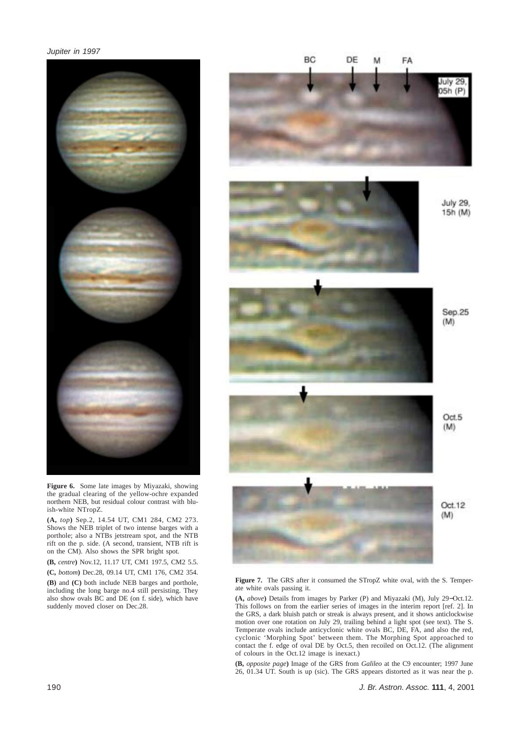**Figure 6.** Some late images by Miyazaki, showing the gradual clearing of the yellow-ochre expanded northern NEB, but residual colour contrast with bluish-white NTropZ.

**(A,** *top***)** Sep.2, 14.54 UT, CM1 284, CM2 273. Shows the NEB triplet of two intense barges with a porthole; also a NTBs jetstream spot, and the NTB rift on the p. side. (A second, transient, NTB rift is on the CM). Also shows the SPR bright spot.

**(B,** *centre***)** Nov.12, 11.17 UT, CM1 197.5, CM2 5.5.

**(C,** *bottom***)** Dec.28, 09.14 UT, CM1 176, CM2 354.

**(B)** and **(C)** both include NEB barges and porthole, including the long barge no.4 still persisting. They also show ovals BC and DE (on f. side), which have suddenly moved closer on Dec.28.

**Figure 7.** The GRS after it consumed the STropZ white oval, with the S. Temperate white ovals passing it.

**(A,** *above***)** Details from images by Parker (P) and Miyazaki (M), July 29–Oct.12. This follows on from the earlier series of images in the interim report [ref. 2]. In the GRS, a dark bluish patch or streak is always present, and it shows anticlockwise motion over one rotation on July 29, trailing behind a light spot (see text). The S. Temperate ovals include anticyclonic white ovals BC, DE, FA, and also the red, cyclonic 'Morphing Spot' between them. The Morphing Spot approached to contact the f. edge of oval DE by Oct.5, then recoiled on Oct.12. (The alignment of colours in the Oct.12 image is inexact.)

**(B,** *opposite page***)** Image of the GRS from *Galileo* at the C9 encounter; 1997 June 26, 01.34 UT. South is up (sic). The GRS appears distorted as it was near the p.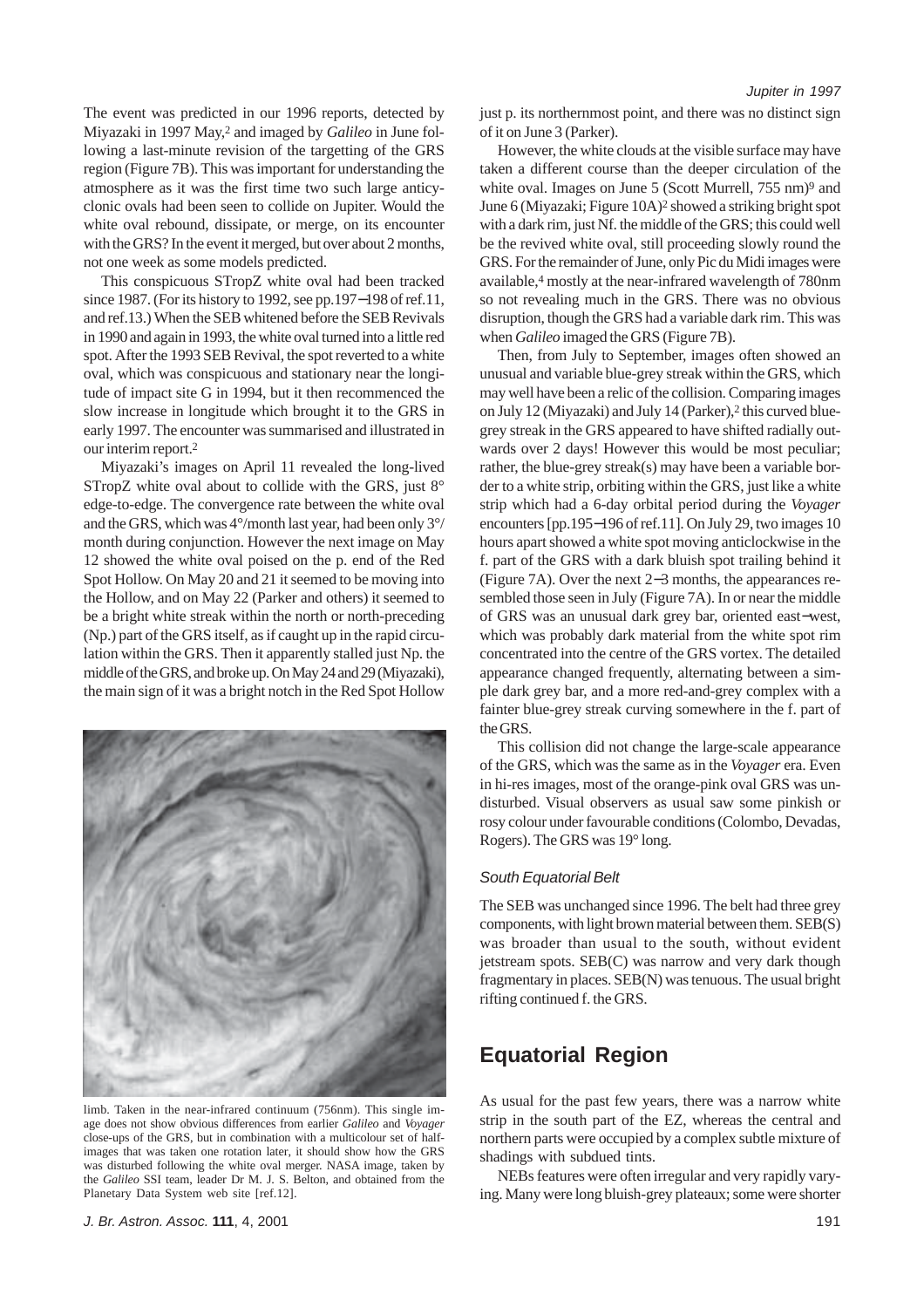The event was predicted in our 1996 reports, detected by Miyazaki in 1997 May,[2] and imaged by *Galileo* in June following a last-minute revision of the targetting of the GRS region (Figure 7B). This was important for understanding the atmosphere as it was the first time two such large anticyclonic ovals had been seen to collide on Jupiter. Would the white oval rebound, dissipate, or merge, on its encounter with the GRS? In the event it merged, but over about 2 months, not one week as some models predicted.

This conspicuous STropZ white oval had been tracked since 1987. (For its history to 1992, see pp.197−198 of ref.11, and ref.13.) When the SEB whitened before the SEB Revivals in 1990 and again in 1993, the white oval turned into a little red spot. After the 1993 SEB Revival, the spot reverted to a white oval, which was conspicuous and stationary near the longitude of impact site G in 1994, but it then recommenced the slow increase in longitude which brought it to the GRS in early 1997. The encounter was summarised and illustrated in our interim report.[2]

Miyazaki's images on April 11 revealed the long-lived STropZ white oval about to collide with the GRS, just 8° edge-to-edge. The convergence rate between the white oval and the GRS, which was 4°/month last year, had been only 3°/month during conjunction. However the next image on May 12 showed the white oval poised on the p. end of the Red Spot Hollow. On May 20 and 21 it seemed to be moving into the Hollow, and on May 22 (Parker and others) it seemed to be a bright white streak within the north or north-preceding (Np.) part of the GRS itself, as if caught up in the rapid circulation within the GRS. Then it apparently stalled just Np. the middle of the GRS, and broke up. On May 24 and 29 (Miyazaki), the main sign of it was a bright notch in the Red Spot Hollow

limb. Taken in the near-infrared continuum (756nm). This single image does not show obvious differences from earlier *Galileo* and *Voyager* close-ups of the GRS, but in combination with a multicolour set of half-images that was taken one rotation later, it should show how the GRS was disturbed following the white oval merger. NASA image, taken by the *Galileo* SSI team, leader Dr M. J. S. Belton, and obtained from the Planetary Data System web site [ref.12].

just p. its northernmost point, and there was no distinct sign of it on June 3 (Parker).

However, the white clouds at the visible surface may have taken a different course than the deeper circulation of the white oval. Images on June 5 (Scott Murrell, 755 nm)[9] and June 6 (Miyazaki; Figure 10A)[2] showed a striking bright spot with a dark rim, just Nf. the middle of the GRS; this could well be the revived white oval, still proceeding slowly round the GRS. For the remainder of June, only Pic du Midi images were available,[4] mostly at the near-infrared wavelength of 780nm so not revealing much in the GRS. There was no obvious disruption, though the GRS had a variable dark rim. This was when *Galileo* imaged the GRS (Figure 7B).

Then, from July to September, images often showed an unusual and variable blue-grey streak within the GRS, which may well have been a relic of the collision. Comparing images on July 12 (Miyazaki) and July 14 (Parker),[2] this curved blue-grey streak in the GRS appeared to have shifted radially outwards over 2 days! However this would be most peculiar; rather, the blue-grey streak(s) may have been a variable border to a white strip, orbiting within the GRS, just like a white strip which had a 6-day orbital period during the *Voyager* encounters [pp.195−196 of ref.11]. On July 29, two images 10 hours apart showed a white spot moving anticlockwise in the f. part of the GRS with a dark bluish spot trailing behind it (Figure 7A). Over the next 2−3 months, the appearances resembled those seen in July (Figure 7A). In or near the middle of GRS was an unusual dark grey bar, oriented east−west, which was probably dark material from the white spot rim concentrated into the centre of the GRS vortex. The detailed appearance changed frequently, alternating between a simple dark grey bar, and a more red-and-grey complex with a fainter blue-grey streak curving somewhere in the f. part of the GRS.

This collision did not change the large-scale appearance of the GRS, which was the same as in the *Voyager* era. Even in hi-res images, most of the orange-pink oval GRS was undisturbed. Visual observers as usual saw some pinkish or rosy colour under favourable conditions (Colombo, Devadas, Rogers). The GRS was 19° long.

### *South Equatorial Belt*

The SEB was unchanged since 1996. The belt had three grey components, with light brown material between them. SEB(S) was broader than usual to the south, without evident jetstream spots. SEB(C) was narrow and very dark though fragmentary in places. SEB(N) was tenuous. The usual bright rifting continued f. the GRS.

## Equatorial Region

As usual for the past few years, there was a narrow white strip in the south part of the EZ, whereas the central and northern parts were occupied by a complex subtle mixture of shadings with subdued tints.

NEBs features were often irregular and very rapidly varying. Many were long bluish-grey plateaux; some were shorter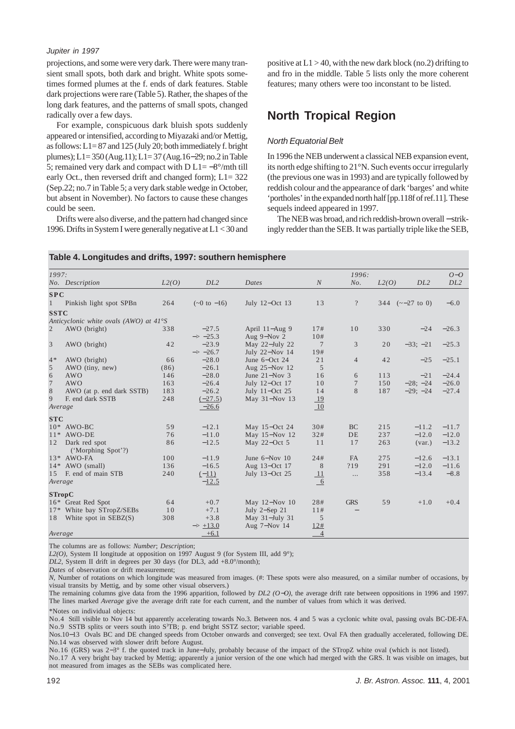projections, and some were very dark. There were many transient small spots, both dark and bright. White spots sometimes formed plumes at the f. ends of dark features. Stable dark projections were rare (Table 5). Rather, the shapes of the long dark features, and the patterns of small spots, changed radically over a few days.

For example, conspicuous dark bluish spots suddenly appeared or intensified, according to Miyazaki and/or Mettig, as follows: L1= 87 and 125 (July 20; both immediately f. bright plumes); L1= 350 (Aug.11); L1= 37 (Aug.16−29; no.2 in Table 5; remained very dark and compact with D L1= −8°/mth till early Oct., then reversed drift and changed form); L1= 322 (Sep.22; no.7 in Table 5; a very dark stable wedge in October, but absent in November). No factors to cause these changes could be seen.

Drifts were also diverse, and the pattern had changed since 1996. Drifts in System I were generally negative at L1 < 30 and positive at L1 > 40, with the new dark block (no.2) drifting to and fro in the middle. Table 5 lists only the more coherent features; many others were too inconstant to be listed.

## North Tropical Region

### North Equatorial Belt

In 1996 the NEB underwent a classical NEB expansion event, its north edge shifting to 21°N. Such events occur irregularly (the previous one was in 1993) and are typically followed by reddish colour and the appearance of dark 'barges' and white 'portholes' in the expanded north half [pp.118f of ref.11]. These sequels indeed appeared in 1997.

The NEB was broad, and rich reddish-brown overall − strikingly redder than the SEB. It was partially triple like the SEB,

**Table 4. Longitudes and drifts, 1997: southern hemisphere**

| 1997: No. | Description | L2(O) | DL2 | Dates | N | 1996: No. | L2(O) | DL2 | O−O DL2 |
|---|---|---|---|---|---|---|---|---|---|
| **SPC** | | | | | | | | | |
| 1 | Pinkish light spot SPBn | 264 | (~0 to −16) | July 12−Oct 13 | 13 | ? | 344 | (~−27 to 0) | −6.0 |
| **SSTC** | | | | | | | | | |
| | *Anticyclonic white ovals (AWO) at 41°S* | | | | | | | | |
| 2 | AWO (bright) | 338 | −27.5 | April 11−Aug 9 | 17# | 10 | 330 | −24 | −26.3 |
| | | | −> −25.3 | Aug 9−Nov 2 | 10# | | | | |
| 3 | AWO (bright) | 42 | −23.9 | May 22−July 22 | 7 | 3 | 20 | −33; −21 | −25.3 |
| | | | −> −26.7 | July 22−Nov 14 | 19# | | | | |
| 4* | AWO (bright) | 66 | −28.0 | June 6−Oct 24 | 21 | 4 | 42 | −25 | −25.1 |
| 5 | AWO (tiny, new) | (86) | −26.1 | Aug 25−Nov 12 | 5 | | | | |
| 6 | AWO | 146 | −28.0 | June 21−Nov 3 | 16 | 6 | 113 | −21 | −24.4 |
| 7 | AWO | 163 | −26.4 | July 12−Oct 17 | 10 | 7 | 150 | −28; −24 | −26.0 |
| 8 | AWO (at p. end dark SSTB) | 183 | −26.2 | July 11−Oct 25 | 14 | 8 | 187 | −29; −24 | −27.4 |
| 9 | F. end dark SSTB | 248 | (−27.5) | May 31−Nov 13 | 19 | | | | |
| *Average* | | | −26.6 | | 10 | | | | |
| **STC** | | | | | | | | | |
| 10* | AWO-BC | 59 | −12.1 | May 15−Oct 24 | 30# | BC | 215 | −11.2 | −11.7 |
| 11* | AWO-DE | 76 | −11.0 | May 15−Nov 12 | 32# | DE | 237 | −12.0 | −12.0 |
| 12 | Dark red spot ('Morphing Spot'?) | 86 | −12.5 | May 22−Oct 5 | 11 | 17 | 263 | (var.) | −13.2 |
| 13* | AWO-FA | 100 | −11.9 | June 6−Nov 10 | 24# | FA | 275 | −12.6 | −13.1 |
| 14* | AWO (small) | 136 | −16.5 | Aug 13−Oct 17 | 8 | ?19 | 291 | −12.0 | −11.6 |
| 15 | F. end of main STB | 240 | (−11) | July 13−Oct 25 | 11 | ... | 358 | −13.4 | −8.8 |
| *Average* | | | −12.5 | | 6 | | | | |
| **STropC** | | | | | | | | | |
| 16* | Great Red Spot | 64 | +0.7 | May 12−Nov 10 | 28# | GRS | 59 | +1.0 | +0.4 |
| 17* | White bay STropZ/SEBs | 10 | +7.1 | July 2−Sep 21 | 11# | − | | | |
| 18 | White spot in SEBZ(S) | 308 | +3.8 | May 31−July 31 | 5 | | | | |
| | | | −> +13.0 | Aug 7−Nov 14 | 12# | | | | |
| *Average* | | | +6.1 | | 4 | | | | |

The columns are as follows: *Number*; *Description*;
*L2(O)*, System II longitude at opposition on 1997 August 9 (for System III, add 9°);
*DL2*, System II drift in degrees per 30 days (for DL3, add +8.0°/month);
*Dates* of observation or drift measurement;
*N*, Number of rotations on which longitude was measured from images. (#: These spots were also measured, on a similar number of occasions, by visual transits by Mettig, and by some other visual observers.)
The remaining columns give data from the 1996 apparition, followed by *DL2 (O−O)*, the average drift rate between oppositions in 1996 and 1997. The lines marked *Average* give the average drift rate for each current, and the number of values from which it was derived.

*Notes on individual objects:
No.4 Still visible to Nov 14 but apparently accelerating towards No.3. Between nos. 4 and 5 was a cyclonic white oval, passing ovals BC-DE-FA.
No.9 SSTB splits or veers south into S³TB; p. end bright SSTZ sector; variable speed.
Nos.10−13 Ovals BC and DE changed speeds from October onwards and converged; see text. Oval FA then gradually accelerated, following DE. No.14 was observed with slower drift before August.
No.16 (GRS) was 2−3° f. the quoted track in June−July, probably because of the impact of the STropZ white oval (which is not listed).
No.17 A very bright bay tracked by Mettig; apparently a junior version of the one which had merged with the GRS. It was visible on images, but not measured from images as the SEBs was complicated here.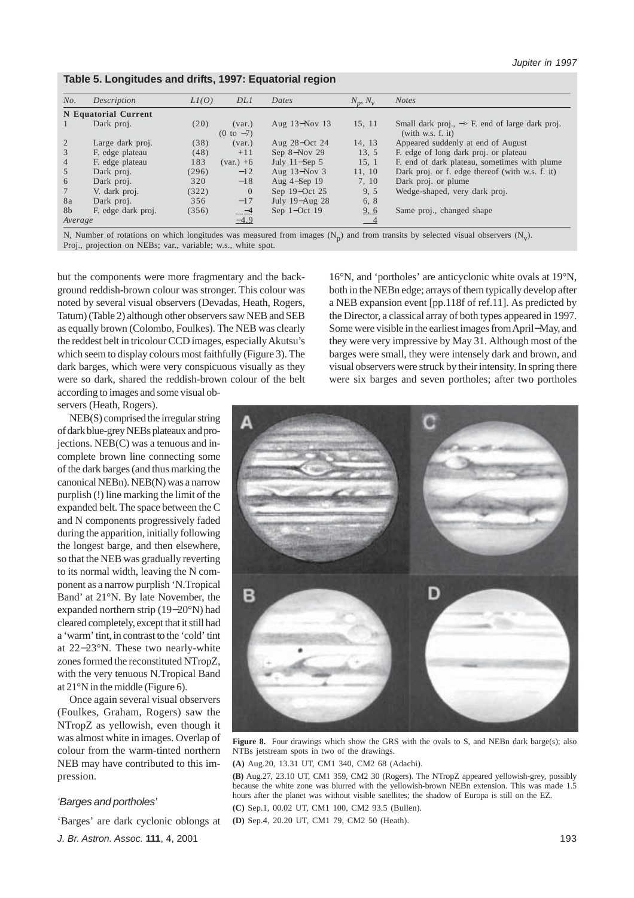**Table 5. Longitudes and drifts, 1997: Equatorial region**

| *No.* | *Description* | *L1(O)* | *DL1* | *Dates* | $N_p$, $N_v$ | *Notes* |
|---|---|---|---|---|---|---|
| **N Equatorial Current** | | | | | | |
| 1 | Dark proj. | (20) | (var.) (0 to −7) | Aug 13−Nov 13 | 15, 11 | Small dark proj., −> F. end of large dark proj. (with w.s. f. it) |
| 2 | Large dark proj. | (38) | (var.) | Aug 28−Oct 24 | 14, 13 | Appeared suddenly at end of August |
| 3 | F. edge plateau | (48) | +11 | Sep 8−Nov 29 | 13, 5 | F. edge of long dark proj. or plateau |
| 4 | F. edge plateau | 183 | (var.) +6 | July 11−Sep 5 | 15, 1 | F. end of dark plateau, sometimes with plume |
| 5 | Dark proj. | (296) | −12 | Aug 13−Nov 3 | 11, 10 | Dark proj. or f. edge thereof (with w.s. f. it) |
| 6 | Dark proj. | 320 | −18 | Aug 4−Sep 19 | 7, 10 | Dark proj. or plume |
| 7 | V. dark proj. | (322) | 0 | Sep 19−Oct 25 | 9, 5 | Wedge-shaped, very dark proj. |
| 8a | Dark proj. | 356 | −17 | July 19−Aug 28 | 6, 8 | |
| 8b | F. edge dark proj. | (356) | −4 | Sep 1−Oct 19 | 9, 6 | Same proj., changed shape |
| *Average* | | | −4.9 | | 4 | |

N, Number of rotations on which longitudes was measured from images ($N_p$) and from transits by selected visual observers ($N_v$).
Proj., projection on NEBs; var., variable; w.s., white spot.

but the components were more fragmentary and the background reddish-brown colour was stronger. This colour was noted by several visual observers (Devadas, Heath, Rogers, Tatum) (Table 2) although other observers saw NEB and SEB as equally brown (Colombo, Foulkes). The NEB was clearly the reddest belt in tricolour CCD images, especially Akutsu's which seem to display colours most faithfully (Figure 3). The dark barges, which were very conspicuous visually as they were so dark, shared the reddish-brown colour of the belt according to images and some visual observers (Heath, Rogers).

NEB(S) comprised the irregular string of dark blue-grey NEBs plateaux and projections. NEB(C) was a tenuous and incomplete brown line connecting some of the dark barges (and thus marking the canonical NEBn). NEB(N) was a narrow purplish (!) line marking the limit of the expanded belt. The space between the C and N components progressively faded during the apparition, initially following the longest barge, and then elsewhere, so that the NEB was gradually reverting to its normal width, leaving the N component as a narrow purplish 'N.Tropical Band' at 21°N. By late November, the expanded northern strip (19−20°N) had cleared completely, except that it still had a 'warm' tint, in contrast to the 'cold' tint at 22−23°N. These two nearly-white zones formed the reconstituted NTropZ, with the very tenuous N.Tropical Band at 21°N in the middle (Figure 6).

Once again several visual observers (Foulkes, Graham, Rogers) saw the NTropZ as yellowish, even though it was almost white in images. Overlap of colour from the warm-tinted northern NEB may have contributed to this impression.

### 'Barges and portholes'

'Barges' are dark cyclonic oblongs at 16°N, and 'portholes' are anticyclonic white ovals at 19°N, both in the NEBn edge; arrays of them typically develop after a NEB expansion event [pp.118f of ref.11]. As predicted by the Director, a classical array of both types appeared in 1997. Some were visible in the earliest images from April−May, and they were very impressive by May 31. Although most of the barges were small, they were intensely dark and brown, and visual observers were struck by their intensity. In spring there were six barges and seven portholes; after two portholes

**Figure 8.** Four drawings which show the GRS with the ovals to S, and NEBn dark barge(s); also NTBs jetstream spots in two of the drawings.

**(A)** Aug.20, 13.31 UT, CM1 340, CM2 68 (Adachi).

**(B)** Aug.27, 23.10 UT, CM1 359, CM2 30 (Rogers). The NTropZ appeared yellowish-grey, possibly because the white zone was blurred with the yellowish-brown NEBn extension. This was made 1.5 hours after the planet was without visible satellites; the shadow of Europa is still on the EZ.

**(C)** Sep.1, 00.02 UT, CM1 100, CM2 93.5 (Bullen).

**(D)** Sep.4, 20.20 UT, CM1 79, CM2 50 (Heath).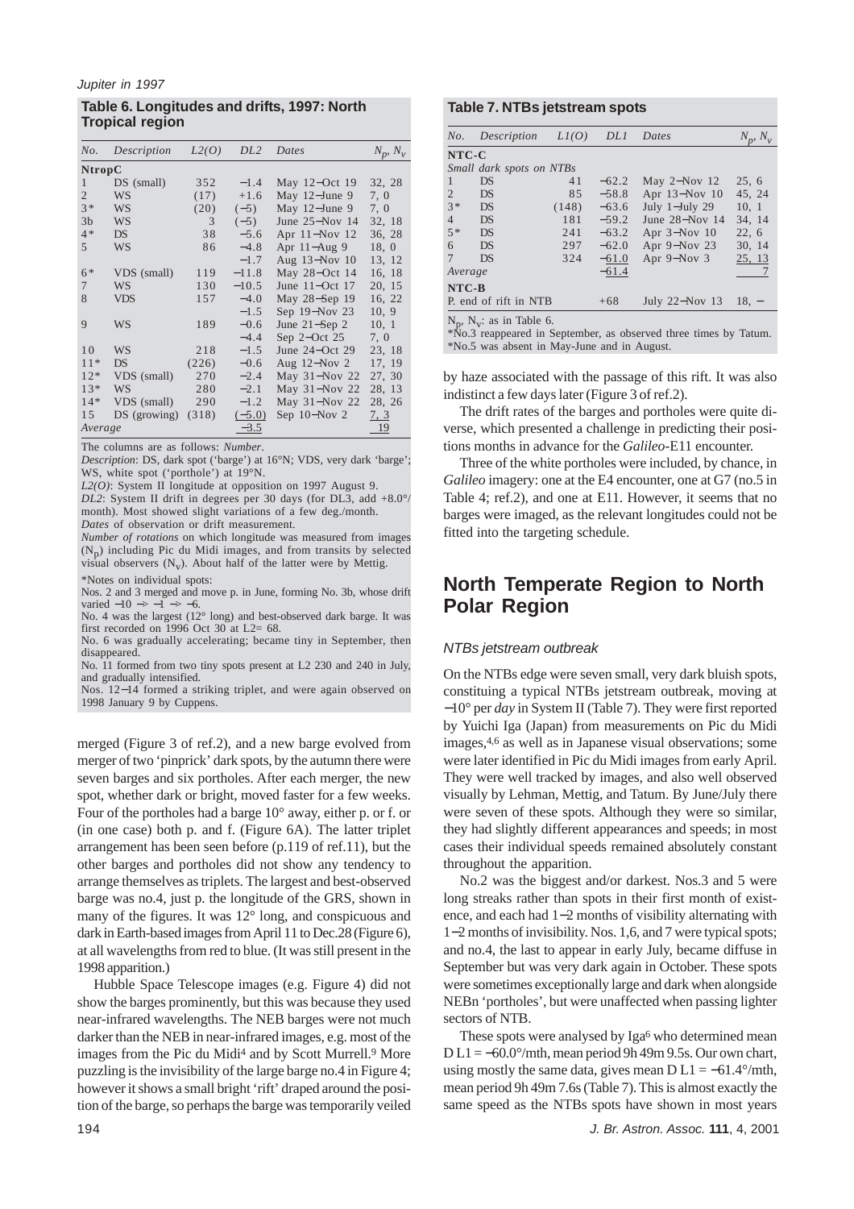**Table 6. Longitudes and drifts, 1997: North Tropical region**

| *No.* | *Description* | *L2(O)* | *DL2* | *Dates* | $N_p$, $N_v$ |
|---|---|---|---|---|---|
| **NtropC** | | | | | |
| 1 | DS (small) | 352 | −1.4 | May 12−Oct 19 | 32, 28 |
| 2 | WS | (17) | +1.6 | May 12−June 9 | 7, 0 |
| 3* | WS | (20) | (−5) | May 12−June 9 | 7, 0 |
| 3b | WS | 3 | (−5) | June 25−Nov 14 | 32, 18 |
| 4* | DS | 38 | −5.6 | Apr 11−Nov 12 | 36, 28 |
| 5 | WS | 86 | −4.8 | Apr 11−Aug 9 | 18, 0 |
| | | | −1.7 | Aug 13−Nov 10 | 13, 12 |
| 6* | VDS (small) | 119 | −11.8 | May 28−Oct 14 | 16, 18 |
| 7 | WS | 130 | −10.5 | June 11−Oct 17 | 20, 15 |
| 8 | VDS | 157 | −4.0 | May 28−Sep 19 | 16, 22 |
| | | | −1.5 | Sep 19−Nov 23 | 10, 9 |
| 9 | WS | 189 | −0.6 | June 21−Sep 2 | 10, 1 |
| | | | −4.4 | Sep 2−Oct 25 | 7, 0 |
| 10 | WS | 218 | −1.5 | June 24−Oct 29 | 23, 18 |
| 11* | DS | (226) | −0.6 | Aug 12−Nov 2 | 17, 19 |
| 12* | VDS (small) | 270 | −2.4 | May 31−Nov 22 | 27, 30 |
| 13* | WS | 280 | −2.1 | May 31−Nov 22 | 28, 13 |
| 14* | VDS (small) | 290 | −1.2 | May 31−Nov 22 | 28, 26 |
| 15 | DS (growing) | (318) | (−5.0) | Sep 10−Nov 2 | 7, 3 |
| *Average* | | | −3.5 | | 19 |

The columns are as follows: *Number*.
*Description*: DS, dark spot ('barge') at 16°N; VDS, very dark 'barge'; WS, white spot ('porthole') at 19°N.
*L2(O)*: System II longitude at opposition on 1997 August 9.
*DL2*: System II drift in degrees per 30 days (for DL3, add +8.0°/month). Most showed slight variations of a few deg./month.
*Dates* of observation or drift measurement.
*Number of rotations* on which longitude was measured from images ($N_p$) including Pic du Midi images, and from transits by selected visual observers ($N_v$). About half of the latter were by Mettig.

*Notes on individual spots:
Nos. 2 and 3 merged and move p. in June, forming No. 3b, whose drift varied −10 → −1 → −6.
No. 4 was the largest (12° long) and best-observed dark barge. It was first recorded on 1996 Oct 30 at L2= 68.
No. 6 was gradually accelerating; became tiny in September, then disappeared.
No. 11 formed from two tiny spots present at L2 230 and 240 in July, and gradually intensified.
Nos. 12−14 formed a striking triplet, and were again observed on 1998 January 9 by Cuppens.

merged (Figure 3 of ref.2), and a new barge evolved from merger of two 'pinprick' dark spots, by the autumn there were seven barges and six portholes. After each merger, the new spot, whether dark or bright, moved faster for a few weeks. Four of the portholes had a barge 10° away, either p. or f. or (in one case) both p. and f. (Figure 6A). The latter triplet arrangement has been seen before (p.119 of ref.11), but the other barges and portholes did not show any tendency to arrange themselves as triplets. The largest and best-observed barge was no.4, just p. the longitude of the GRS, shown in many of the figures. It was 12° long, and conspicuous and dark in Earth-based images from April 11 to Dec.28 (Figure 6), at all wavelengths from red to blue. (It was still present in the 1998 apparition.)

Hubble Space Telescope images (e.g. Figure 4) did not show the barges prominently, but this was because they used near-infrared wavelengths. The NEB barges were not much darker than the NEB in near-infrared images, e.g. most of the images from the Pic du Midi[4] and by Scott Murrell.[9] More puzzling is the invisibility of the large barge no.4 in Figure 4; however it shows a small bright 'rift' draped around the position of the barge, so perhaps the barge was temporarily veiled by haze associated with the passage of this rift. It was also indistinct a few days later (Figure 3 of ref.2).

The drift rates of the barges and portholes were quite diverse, which presented a challenge in predicting their positions months in advance for the *Galileo*-E11 encounter.

Three of the white portholes were included, by chance, in *Galileo* imagery: one at the E4 encounter, one at G7 (no.5 in Table 4; ref.2), and one at E11. However, it seems that no barges were imaged, as the relevant longitudes could not be fitted into the targeting schedule.

**Table 7. NTBs jetstream spots**

| *No.* | *Description* | *L1(O)* | *DL1* | *Dates* | $N_p$, $N_v$ |
|---|---|---|---|---|---|
| **NTC-C** | | | | | |
| *Small dark spots on NTBs* | | | | | |
| 1 | DS | 41 | −62.2 | May 2−Nov 12 | 25, 6 |
| 2 | DS | 85 | −58.8 | Apr 13−Nov 10 | 45, 24 |
| 3* | DS | (148) | −63.6 | July 1−July 29 | 10, 1 |
| 4 | DS | 181 | −59.2 | June 28−Nov 14 | 34, 14 |
| 5* | DS | 241 | −63.2 | Apr 3−Nov 10 | 22, 6 |
| 6 | DS | 297 | −62.0 | Apr 9−Nov 23 | 30, 14 |
| 7 | DS | 324 | −61.0 | Apr 9−Nov 3 | 25, 13 |
| *Average* | | | −61.4 | | 7 |
| **NTC-B** | | | | | |
| P. end of rift in NTB | | | +68 | July 22−Nov 13 | 18, − |

$N_p$, $N_v$: as in Table 6.
*No.3 reappeared in September, as observed three times by Tatum.
*No.5 was absent in May-June and in August.

## North Temperate Region to North Polar Region

### *NTBs jetstream outbreak*

On the NTBs edge were seven small, very dark bluish spots, constituing a typical NTBs jetstream outbreak, moving at −10° per *day* in System II (Table 7). They were first reported by Yuichi Iga (Japan) from measurements on Pic du Midi images,[4,6] as well as in Japanese visual observations; some were later identified in Pic du Midi images from early April. They were well tracked by images, and also well observed visually by Lehman, Mettig, and Tatum. By June/July there were seven of these spots. Although they were so similar, they had slightly different appearances and speeds; in most cases their individual speeds remained absolutely constant throughout the apparition.

No.2 was the biggest and/or darkest. Nos.3 and 5 were long streaks rather than spots in their first month of existence, and each had 1−2 months of visibility alternating with 1−2 months of invisibility. Nos. 1,6, and 7 were typical spots; and no.4, the last to appear in early July, became diffuse in September but was very dark again in October. These spots were sometimes exceptionally large and dark when alongside NEBn 'portholes', but were unaffected when passing lighter sectors of NTB.

These spots were analysed by Iga[6] who determined mean D L1 = −60.0°/mth, mean period 9h 49m 9.5s. Our own chart, using mostly the same data, gives mean D L1 = −61.4°/mth, mean period 9h 49m 7.6s (Table 7). This is almost exactly the same speed as the NTBs spots have shown in most years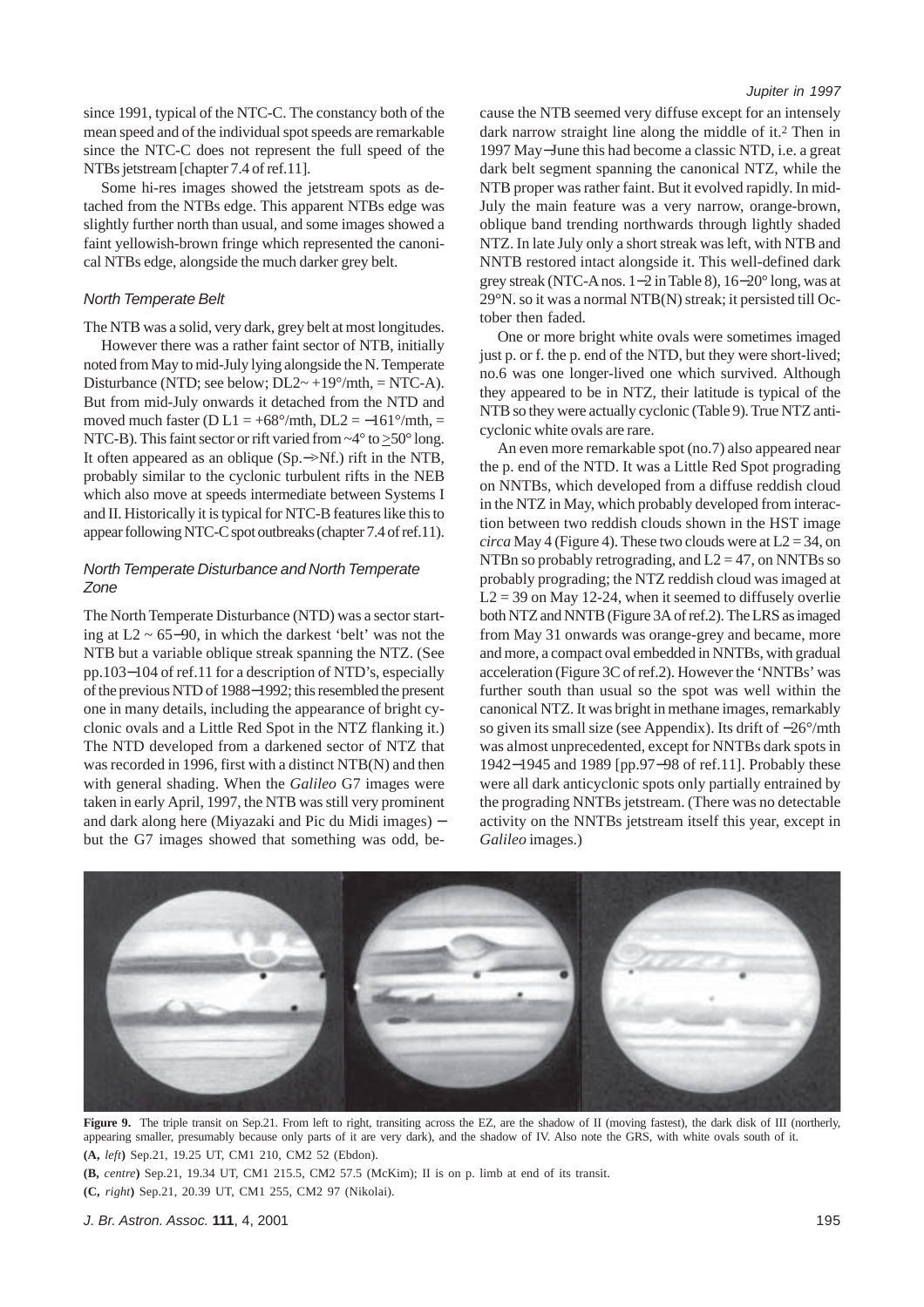since 1991, typical of the NTC-C. The constancy both of the mean speed and of the individual spot speeds are remarkable since the NTC-C does not represent the full speed of the NTBs jetstream [chapter 7.4 of ref.11].

Some hi-res images showed the jetstream spots as detached from the NTBs edge. This apparent NTBs edge was slightly further north than usual, and some images showed a faint yellowish-brown fringe which represented the canonical NTBs edge, alongside the much darker grey belt.

### *North Temperate Belt*

The NTB was a solid, very dark, grey belt at most longitudes.

However there was a rather faint sector of NTB, initially noted from May to mid-July lying alongside the N. Temperate Disturbance (NTD; see below; DL2~ +19°/mth, = NTC-A). But from mid-July onwards it detached from the NTD and moved much faster (D L1 = +68°/mth, DL2 = −161°/mth, = NTC-B). This faint sector or rift varied from ~4° to ≥50° long. It often appeared as an oblique (Sp.−>Nf.) rift in the NTB, probably similar to the cyclonic turbulent rifts in the NEB which also move at speeds intermediate between Systems I and II. Historically it is typical for NTC-B features like this to appear following NTC-C spot outbreaks (chapter 7.4 of ref.11).

### *North Temperate Disturbance and North Temperate Zone*

The North Temperate Disturbance (NTD) was a sector starting at L2 ~ 65−90, in which the darkest 'belt' was not the NTB but a variable oblique streak spanning the NTZ. (See pp.103−104 of ref.11 for a description of NTD's, especially of the previous NTD of 1988−1992; this resembled the present one in many details, including the appearance of bright cyclonic ovals and a Little Red Spot in the NTZ flanking it.) The NTD developed from a darkened sector of NTZ that was recorded in 1996, first with a distinct NTB(N) and then with general shading. When the *Galileo* G7 images were taken in early April, 1997, the NTB was still very prominent and dark along here (Miyazaki and Pic du Midi images) − but the G7 images showed that something was odd, because the NTB seemed very diffuse except for an intensely dark narrow straight line along the middle of it.[2] Then in 1997 May−June this had become a classic NTD, i.e. a great dark belt segment spanning the canonical NTZ, while the NTB proper was rather faint. But it evolved rapidly. In mid-July the main feature was a very narrow, orange-brown, oblique band trending northwards through lightly shaded NTZ. In late July only a short streak was left, with NTB and NNTB restored intact alongside it. This well-defined dark grey streak (NTC-A nos. 1−2 in Table 8), 16−20° long, was at 29°N. so it was a normal NTB(N) streak; it persisted till October then faded.

One or more bright white ovals were sometimes imaged just p. or f. the p. end of the NTD, but they were short-lived; no.6 was one longer-lived one which survived. Although they appeared to be in NTZ, their latitude is typical of the NTB so they were actually cyclonic (Table 9). True NTZ anticyclonic white ovals are rare.

An even more remarkable spot (no.7) also appeared near the p. end of the NTD. It was a Little Red Spot prograding on NNTBs, which developed from a diffuse reddish cloud in the NTZ in May, which probably developed from interaction between two reddish clouds shown in the HST image *circa* May 4 (Figure 4). These two clouds were at L2 = 34, on NTBn so probably retrograding, and L2 = 47, on NNTBs so probably prograding; the NTZ reddish cloud was imaged at L2 = 39 on May 12-24, when it seemed to diffusely overlie both NTZ and NNTB (Figure 3A of ref.2). The LRS as imaged from May 31 onwards was orange-grey and became, more and more, a compact oval embedded in NNTBs, with gradual acceleration (Figure 3C of ref.2). However the 'NNTBs' was further south than usual so the spot was well within the canonical NTZ. It was bright in methane images, remarkably so given its small size (see Appendix). Its drift of −26°/mth was almost unprecedented, except for NNTBs dark spots in 1942−1945 and 1989 [pp.97−98 of ref.11]. Probably these were all dark anticyclonic spots only partially entrained by the prograding NNTBs jetstream. (There was no detectable activity on the NNTBs jetstream itself this year, except in *Galileo* images.)

**Figure 9.** The triple transit on Sep.21. From left to right, transiting across the EZ, are the shadow of II (moving fastest), the dark disk of III (northerly, appearing smaller, presumably because only parts of it are very dark), and the shadow of IV. Also note the GRS, with white ovals south of it.

**(A,** *left***)** Sep.21, 19.25 UT, CM1 210, CM2 52 (Ebdon).

**(B,** *centre***)** Sep.21, 19.34 UT, CM1 215.5, CM2 57.5 (McKim); II is on p. limb at end of its transit.

**(C,** *right***)** Sep.21, 20.39 UT, CM1 255, CM2 97 (Nikolai).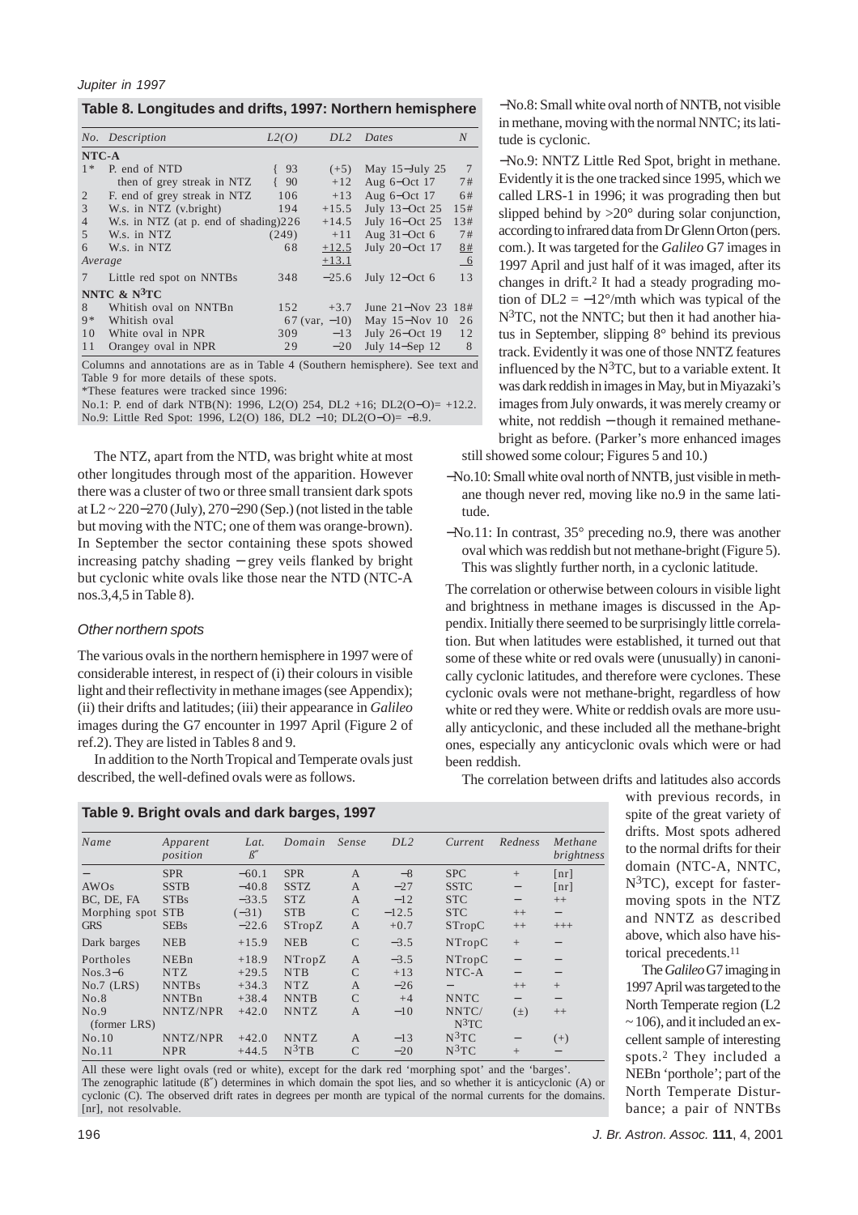**Table 8. Longitudes and drifts, 1997: Northern hemisphere**

| *No.* | *Description* | *L2(O)* | *DL2* | *Dates* | *N* |
|---|---|---|---|---|---|
| **NTC-A** | | | | | |
| 1* | P. end of NTD | { 93 | (+5) | May 15–July 25 | 7 |
| | then of grey streak in NTZ | { 90 | +12 | Aug 6–Oct 17 | 7# |
| 2 | F. end of grey streak in NTZ | 106 | +13 | Aug 6–Oct 17 | 6# |
| 3 | W.s. in NTZ (v.bright) | 194 | +15.5 | July 13–Oct 25 | 15# |
| 4 | W.s. in NTZ (at p. end of shading) | 226 | +14.5 | July 16–Oct 25 | 13# |
| 5 | W.s. in NTZ | (249) | +11 | Aug 31–Oct 6 | 7# |
| 6 | W.s. in NTZ | 68 | +12.5 | July 20–Oct 17 | 8# |
| *Average* | | | +13.1 | | 6 |
| 7 | Little red spot on NNTBs | 348 | −25.6 | July 12–Oct 6 | 13 |
| **NNTC & N³TC** | | | | | |
| 8 | Whitish oval on NNTBn | 152 | +3.7 | June 21–Nov 23 | 18# |
| 9* | Whitish oval | 67 (var, −10) | | May 15–Nov 10 | 26 |
| 10 | White oval in NPR | 309 | −13 | July 26–Oct 19 | 12 |
| 11 | Orangey oval in NPR | 29 | −20 | July 14–Sep 12 | 8 |

Columns and annotations are as in Table 4 (Southern hemisphere). See text and Table 9 for more details of these spots.
*These features were tracked since 1996:
No.1: P. end of dark NTB(N): 1996, L2(O) 254, DL2 +16; DL2(O−O)= +12.2.
No.9: Little Red Spot: 1996, L2(O) 186, DL2 −10; DL2(O−O)= −8.9.

The NTZ, apart from the NTD, was bright white at most other longitudes through most of the apparition. However there was a cluster of two or three small transient dark spots at L2 ~ 220–270 (July), 270–290 (Sep.) (not listed in the table but moving with the NTC; one of them was orange-brown). In September the sector containing these spots showed increasing patchy shading – grey veils flanked by bright but cyclonic white ovals like those near the NTD (NTC-A nos.3,4,5 in Table 8).

### *Other northern spots*

The various ovals in the northern hemisphere in 1997 were of considerable interest, in respect of (i) their colours in visible light and their reflectivity in methane images (see Appendix); (ii) their drifts and latitudes; (iii) their appearance in *Galileo* images during the G7 encounter in 1997 April (Figure 2 of ref.2). They are listed in Tables 8 and 9.

In addition to the North Tropical and Temperate ovals just described, the well-defined ovals were as follows.

–No.8: Small white oval north of NNTB, not visible in methane, moving with the normal NNTC; its latitude is cyclonic.

–No.9: NNTZ Little Red Spot, bright in methane. Evidently it is the one tracked since 1995, which we called LRS-1 in 1996; it was prograding then but slipped behind by >20° during solar conjunction, according to infrared data from Dr Glenn Orton (pers. com.). It was targeted for the *Galileo* G7 images in 1997 April and just half of it was imaged, after its changes in drift.[2] It had a steady prograding motion of DL2 = −12°/mth which was typical of the N³TC, not the NNTC; but then it had another hiatus in September, slipping 8° behind its previous track. Evidently it was one of those NNTZ features influenced by the N³TC, but to a variable extent. It was dark reddish in images in May, but in Miyazaki's images from July onwards, it was merely creamy or white, not reddish – though it remained methane-bright as before. (Parker's more enhanced images still showed some colour; Figures 5 and 10.)

–No.10: Small white oval north of NNTB, just visible in methane though never red, moving like no.9 in the same latitude.

–No.11: In contrast, 35° preceding no.9, there was another oval which was reddish but not methane-bright (Figure 5). This was slightly further north, in a cyclonic latitude.

The correlation or otherwise between colours in visible light and brightness in methane images is discussed in the Appendix. Initially there seemed to be surprisingly little correlation. But when latitudes were established, it turned out that some of these white or red ovals were (unusually) in canonically cyclonic latitudes, and therefore were cyclones. These cyclonic ovals were not methane-bright, regardless of how white or red they were. White or reddish ovals are more usually anticyclonic, and these included all the methane-bright ones, especially any anticyclonic ovals which were or had been reddish.

The correlation between drifts and latitudes also accords with previous records, in spite of the great variety of drifts. Most spots adhered to the normal drifts for their domain (NTC-A, NNTC, N³TC), except for faster-moving spots in the NTZ and NNTZ as described above, which also have historical precedents.[11]

**Table 9. Bright ovals and dark barges, 1997**

| *Name* | *Apparent position* | *Lat. ß″* | *Domain* | *Sense* | *DL2* | *Current* | *Redness* | *Methane brightness* |
|---|---|---|---|---|---|---|---|---|
| – | SPR | −60.1 | SPR | A | −8 | SPC | + | [nr] |
| AWOs | SSTB | −40.8 | SSTZ | A | −27 | SSTC | – | [nr] |
| BC, DE, FA | STBs | −33.5 | STZ | A | −12 | STC | – | ++ |
| Morphing spot | STB | (−31) | STB | C | −12.5 | STC | ++ | – |
| GRS | SEBs | −22.6 | STropZ | A | +0.7 | STropC | ++ | +++ |
| Dark barges | NEB | +15.9 | NEB | C | −3.5 | NTropC | + | – |
| Portholes | NEBn | +18.9 | NTropZ | A | −3.5 | NTropC | – | – |
| Nos.3–6 | NTZ | +29.5 | NTB | C | +13 | NTC-A | – | – |
| No.7 (LRS) | NNTBs | +34.3 | NTZ | A | −26 | – | ++ | + |
| No.8 | NNTBn | +38.4 | NNTB | C | +4 | NNTC | – | – |
| No.9 (former LRS) | NNTZ/NPR | +42.0 | NNTZ | A | −10 | NNTC/ N³TC | (±) | ++ |
| No.10 | NNTZ/NPR | +42.0 | NNTZ | A | −13 | N³TC | – | (+) |
| No.11 | NPR | +44.5 | N³TB | C | −20 | N³TC | + | – |

All these were light ovals (red or white), except for the dark red 'morphing spot' and the 'barges'.
The zenographic latitude (ß″) determines in which domain the spot lies, and so whether it is anticyclonic (A) or cyclonic (C). The observed drift rates in degrees per month are typical of the normal currents for the domains. [nr], not resolvable.

The *Galileo* G7 imaging in 1997 April was targeted to the North Temperate region (L2 ~ 106), and it included an excellent sample of interesting spots.[2] They included a NEBn 'porthole'; part of the North Temperate Disturbance; a pair of NNTBs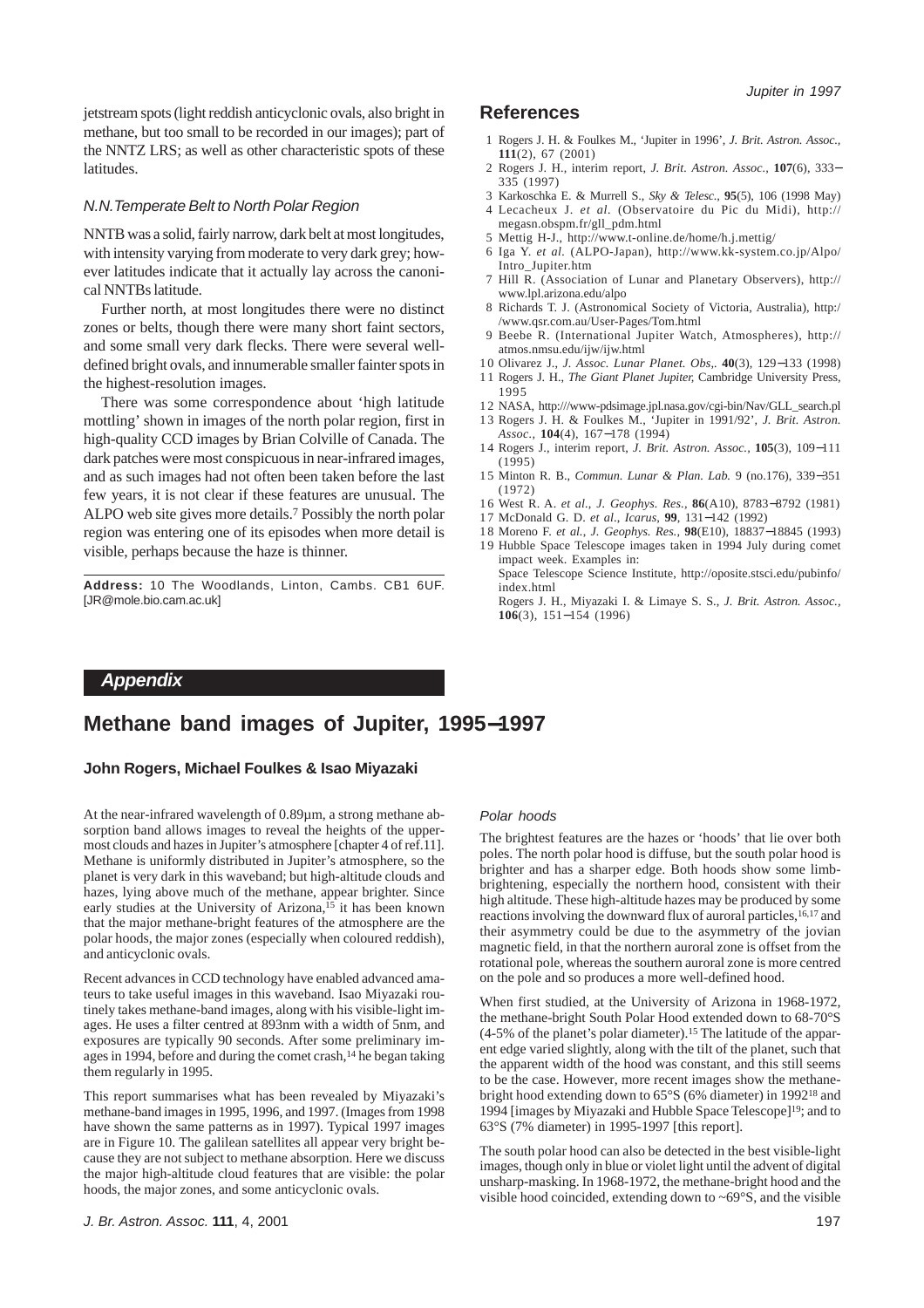jetstream spots (light reddish anticyclonic ovals, also bright in methane, but too small to be recorded in our images); part of the NNTZ LRS; as well as other characteristic spots of these latitudes.

### *N.N.Temperate Belt to North Polar Region*

NNTB was a solid, fairly narrow, dark belt at most longitudes, with intensity varying from moderate to very dark grey; however latitudes indicate that it actually lay across the canonical NNTBs latitude.

Further north, at most longitudes there were no distinct zones or belts, though there were many short faint sectors, and some small very dark flecks. There were several well-defined bright ovals, and innumerable smaller fainter spots in the highest-resolution images.

There was some correspondence about 'high latitude mottling' shown in images of the north polar region, first in high-quality CCD images by Brian Colville of Canada. The dark patches were most conspicuous in near-infrared images, and as such images had not often been taken before the last few years, it is not clear if these features are unusual. The ALPO web site gives more details.[7] Possibly the north polar region was entering one of its episodes when more detail is visible, perhaps because the haze is thinner.

**Address:** 10 The Woodlands, Linton, Cambs. CB1 6UF. [JR@mole.bio.cam.ac.uk]

## References

1. Rogers J. H. & Foulkes M., 'Jupiter in 1996', *J. Brit. Astron. Assoc.*, **111**(2), 67 (2001)
2. Rogers J. H., interim report, *J. Brit. Astron. Assoc.*, **107**(6), 333−335 (1997)
3. Karkoschka E. & Murrell S., *Sky & Telesc.*, **95**(5), 106 (1998 May)
4. Lecacheux J. *et al.* (Observatoire du Pic du Midi), http://megasn.obspm.fr/gll_pdm.html
5. Mettig H-J., http://www.t-online.de/home/h.j.mettig/
6. Iga Y. *et al.* (ALPO-Japan), http://www.kk-system.co.jp/Alpo/Intro_Jupiter.htm
7. Hill R. (Association of Lunar and Planetary Observers), http://www.lpl.arizona.edu/alpo
8. Richards T. J. (Astronomical Society of Victoria, Australia), http://www.qsr.com.au/User-Pages/Tom.html
9. Beebe R. (International Jupiter Watch, Atmospheres), http://atmos.nmsu.edu/ijw/ijw.html
10. Olivarez J., *J. Assoc. Lunar Planet. Obs,*. **40**(3), 129−133 (1998)
11. Rogers J. H., *The Giant Planet Jupiter,* Cambridge University Press, 1995
12. NASA, http:///www-pdsimage.jpl.nasa.gov/cgi-bin/Nav/GLL_search.pl
13. Rogers J. H. & Foulkes M., 'Jupiter in 1991/92', *J. Brit. Astron. Assoc.*, **104**(4), 167−178 (1994)
14. Rogers J., interim report, *J. Brit. Astron. Assoc.*, **105**(3), 109−111 (1995)
15. Minton R. B., *Commun. Lunar & Plan. Lab.* 9 (no.176), 339−351 (1972)
16. West R. A. *et al., J. Geophys. Res.*, **86**(A10), 8783−8792 (1981)
17. McDonald G. D. *et al., Icarus*, **99**, 131−142 (1992)
18. Moreno F. *et al., J. Geophys. Res.*, **98**(E10), 18837−18845 (1993)
19. Hubble Space Telescope images taken in 1994 July during comet impact week. Examples in:
    Space Telescope Science Institute, http://oposite.stsci.edu/pubinfo/index.html
    Rogers J. H., Miyazaki I. & Limaye S. S., *J. Brit. Astron. Assoc.*, **106**(3), 151−154 (1996)

## *Appendix*

# Methane band images of Jupiter, 1995−1997

**John Rogers, Michael Foulkes & Isao Miyazaki**

At the near-infrared wavelength of 0.89µm, a strong methane absorption band allows images to reveal the heights of the uppermost clouds and hazes in Jupiter's atmosphere [chapter 4 of ref.11]. Methane is uniformly distributed in Jupiter's atmosphere, so the planet is very dark in this waveband; but high-altitude clouds and hazes, lying above much of the methane, appear brighter. Since early studies at the University of Arizona,[15] it has been known that the major methane-bright features of the atmosphere are the polar hoods, the major zones (especially when coloured reddish), and anticyclonic ovals.

Recent advances in CCD technology have enabled advanced amateurs to take useful images in this waveband. Isao Miyazaki routinely takes methane-band images, along with his visible-light images. He uses a filter centred at 893nm with a width of 5nm, and exposures are typically 90 seconds. After some preliminary images in 1994, before and during the comet crash,[14] he began taking them regularly in 1995.

This report summarises what has been revealed by Miyazaki's methane-band images in 1995, 1996, and 1997. (Images from 1998 have shown the same patterns as in 1997). Typical 1997 images are in Figure 10. The galilean satellites all appear very bright because they are not subject to methane absorption. Here we discuss the major high-altitude cloud features that are visible: the polar hoods, the major zones, and some anticyclonic ovals.

### *Polar hoods*

The brightest features are the hazes or 'hoods' that lie over both poles. The north polar hood is diffuse, but the south polar hood is brighter and has a sharper edge. Both hoods show some limb-brightening, especially the northern hood, consistent with their high altitude. These high-altitude hazes may be produced by some reactions involving the downward flux of auroral particles,[16,17] and their asymmetry could be due to the asymmetry of the jovian magnetic field, in that the northern auroral zone is offset from the rotational pole, whereas the southern auroral zone is more centred on the pole and so produces a more well-defined hood.

When first studied, at the University of Arizona in 1968-1972, the methane-bright South Polar Hood extended down to 68-70°S (4-5% of the planet's polar diameter).[15] The latitude of the apparent edge varied slightly, along with the tilt of the planet, such that the apparent width of the hood was constant, and this still seems to be the case. However, more recent images show the methane-bright hood extending down to 65°S (6% diameter) in 1992[18] and 1994 [images by Miyazaki and Hubble Space Telescope][19]; and to 63°S (7% diameter) in 1995-1997 [this report].

The south polar hood can also be detected in the best visible-light images, though only in blue or violet light until the advent of digital unsharp-masking. In 1968-1972, the methane-bright hood and the visible hood coincided, extending down to ~69°S, and the visible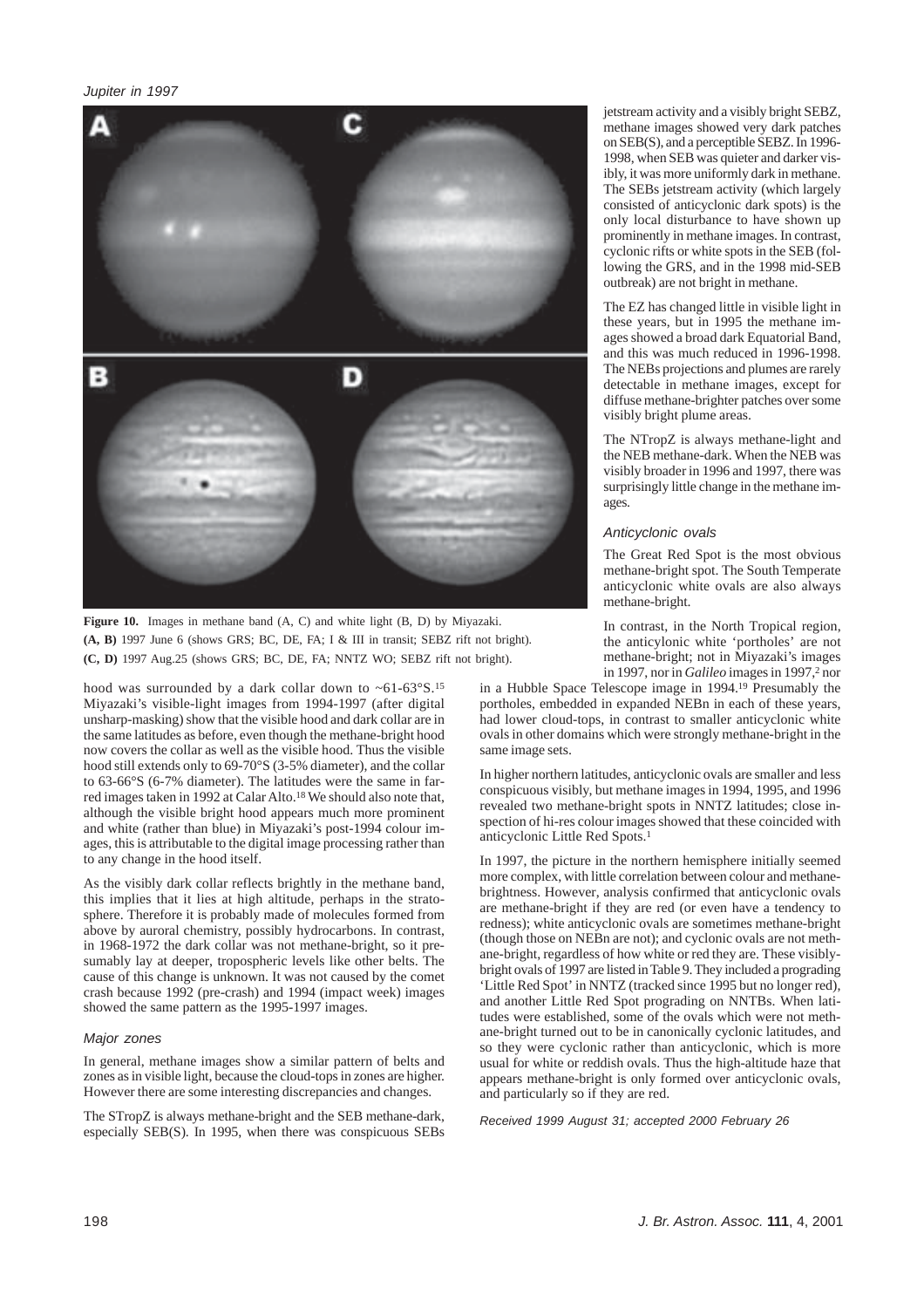**Figure 10.** Images in methane band (A, C) and white light (B, D) by Miyazaki.
**(A, B)** 1997 June 6 (shows GRS; BC, DE, FA; I & III in transit; SEBZ rift not bright).
**(C, D)** 1997 Aug.25 (shows GRS; BC, DE, FA; NNTZ WO; SEBZ rift not bright).

hood was surrounded by a dark collar down to ~61-63°S.[15] Miyazaki's visible-light images from 1994-1997 (after digital unsharp-masking) show that the visible hood and dark collar are in the same latitudes as before, even though the methane-bright hood now covers the collar as well as the visible hood. Thus the visible hood still extends only to 69-70°S (3-5% diameter), and the collar to 63-66°S (6-7% diameter). The latitudes were the same in far-red images taken in 1992 at Calar Alto.[18] We should also note that, although the visible bright hood appears much more prominent and white (rather than blue) in Miyazaki's post-1994 colour images, this is attributable to the digital image processing rather than to any change in the hood itself.

As the visibly dark collar reflects brightly in the methane band, this implies that it lies at high altitude, perhaps in the stratosphere. Therefore it is probably made of molecules formed from above by auroral chemistry, possibly hydrocarbons. In contrast, in 1968-1972 the dark collar was not methane-bright, so it presumably lay at deeper, tropospheric levels like other belts. The cause of this change is unknown. It was not caused by the comet crash because 1992 (pre-crash) and 1994 (impact week) images showed the same pattern as the 1995-1997 images.

### *Major zones*

In general, methane images show a similar pattern of belts and zones as in visible light, because the cloud-tops in zones are higher. However there are some interesting discrepancies and changes.

The STropZ is always methane-bright and the SEB methane-dark, especially SEB(S). In 1995, when there was conspicuous SEBs jetstream activity and a visibly bright SEBZ, methane images showed very dark patches on SEB(S), and a perceptible SEBZ. In 1996-1998, when SEB was quieter and darker visibly, it was more uniformly dark in methane. The SEBs jetstream activity (which largely consisted of anticyclonic dark spots) is the only local disturbance to have shown up prominently in methane images. In contrast, cyclonic rifts or white spots in the SEB (following the GRS, and in the 1998 mid-SEB outbreak) are not bright in methane.

The EZ has changed little in visible light in these years, but in 1995 the methane images showed a broad dark Equatorial Band, and this was much reduced in 1996-1998. The NEBs projections and plumes are rarely detectable in methane images, except for diffuse methane-brighter patches over some visibly bright plume areas.

The NTropZ is always methane-light and the NEB methane-dark. When the NEB was visibly broader in 1996 and 1997, there was surprisingly little change in the methane images.

### *Anticyclonic ovals*

The Great Red Spot is the most obvious methane-bright spot. The South Temperate anticyclonic white ovals are also always methane-bright.

In contrast, in the North Tropical region, the anticyclonic white 'portholes' are not methane-bright; not in Miyazaki's images in 1997, nor in *Galileo* images in 1997,[2] nor in a Hubble Space Telescope image in 1994.[19] Presumably the portholes, embedded in expanded NEBn in each of these years, had lower cloud-tops, in contrast to smaller anticyclonic white ovals in other domains which were strongly methane-bright in the same image sets.

In higher northern latitudes, anticyclonic ovals are smaller and less conspicuous visibly, but methane images in 1994, 1995, and 1996 revealed two methane-bright spots in NNTZ latitudes; close inspection of hi-res colour images showed that these coincided with anticyclonic Little Red Spots.[1]

In 1997, the picture in the northern hemisphere initially seemed more complex, with little correlation between colour and methane-brightness. However, analysis confirmed that anticyclonic ovals are methane-bright if they are red (or even have a tendency to redness); white anticyclonic ovals are sometimes methane-bright (though those on NEBn are not); and cyclonic ovals are not methane-bright, regardless of how white or red they are. These visibly-bright ovals of 1997 are listed in Table 9. They included a prograding 'Little Red Spot' in NNTZ (tracked since 1995 but no longer red), and another Little Red Spot prograding on NNTBs. When latitudes were established, some of the ovals which were not methane-bright turned out to be in canonically cyclonic latitudes, and so they were cyclonic rather than anticyclonic, which is more usual for white or reddish ovals. Thus the high-altitude haze that appears methane-bright is only formed over anticyclonic ovals, and particularly so if they are red.

*Received 1999 August 31; accepted 2000 February 26*